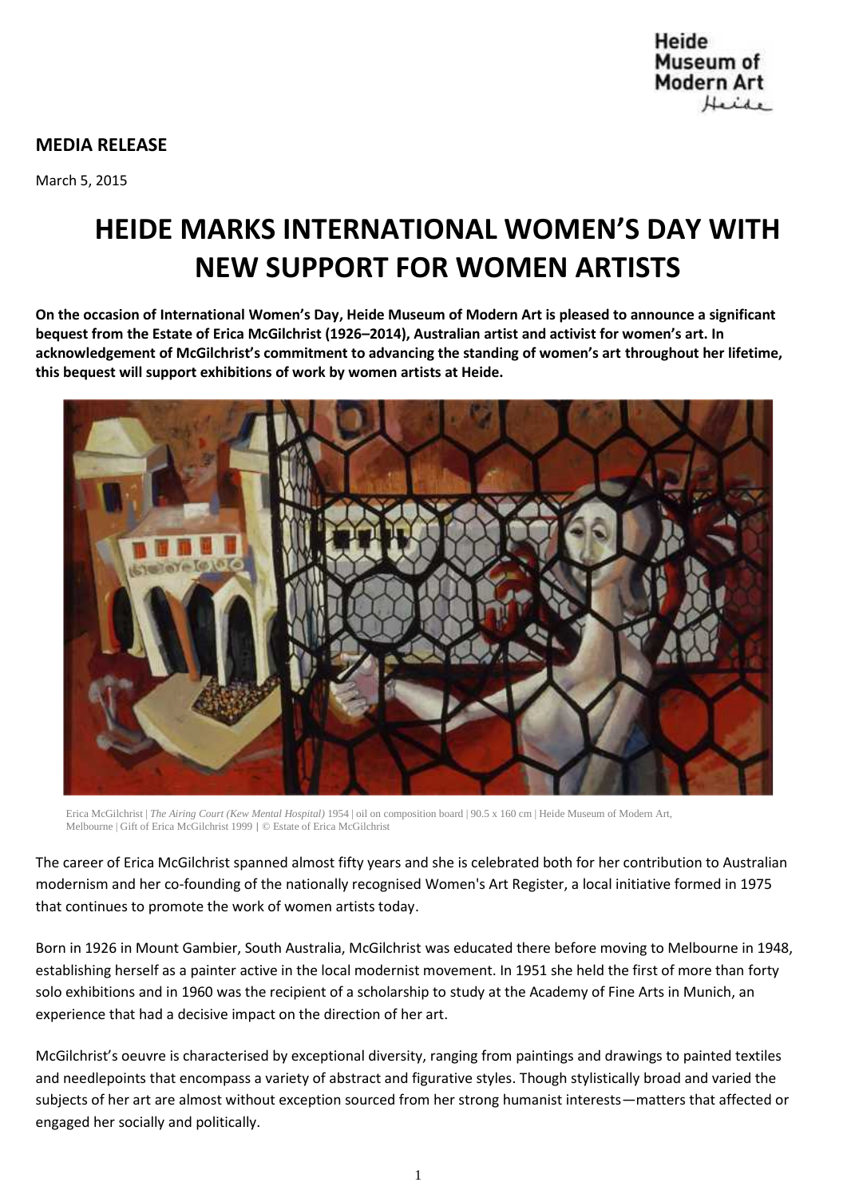**MEDIA RELEASE**

March 5, 2015

# HEIDE MARKS INTERNATIONAL WOMEN'S DAY WITH NEW SUPPORT FOR WOMEN ARTISTS

**On the occasion of International Women's Day, Heide Museum of Modern Art is pleased to announce a significant bequest from the Estate of Erica McGilchrist (1926–2014), Australian artist and activist for women's art. In acknowledgement of McGilchrist's commitment to advancing the standing of women's art throughout her lifetime, this bequest will support exhibitions of work by women artists at Heide.**

Erica McGilchrist | *The Airing Court (Kew Mental Hospital)* 1954 | oil on composition board | 90.5 x 160 cm | Heide Museum of Modern Art, Melbourne | Gift of Erica McGilchrist 1999 | © Estate of Erica McGilchrist

The career of Erica McGilchrist spanned almost fifty years and she is celebrated both for her contribution to Australian modernism and her co-founding of the nationally recognised Women's Art Register, a local initiative formed in 1975 that continues to promote the work of women artists today.

Born in 1926 in Mount Gambier, South Australia, McGilchrist was educated there before moving to Melbourne in 1948, establishing herself as a painter active in the local modernist movement. In 1951 she held the first of more than forty solo exhibitions and in 1960 was the recipient of a scholarship to study at the Academy of Fine Arts in Munich, an experience that had a decisive impact on the direction of her art.

McGilchrist's oeuvre is characterised by exceptional diversity, ranging from paintings and drawings to painted textiles and needlepoints that encompass a variety of abstract and figurative styles. Though stylistically broad and varied the subjects of her art are almost without exception sourced from her strong humanist interests—matters that affected or engaged her socially and politically.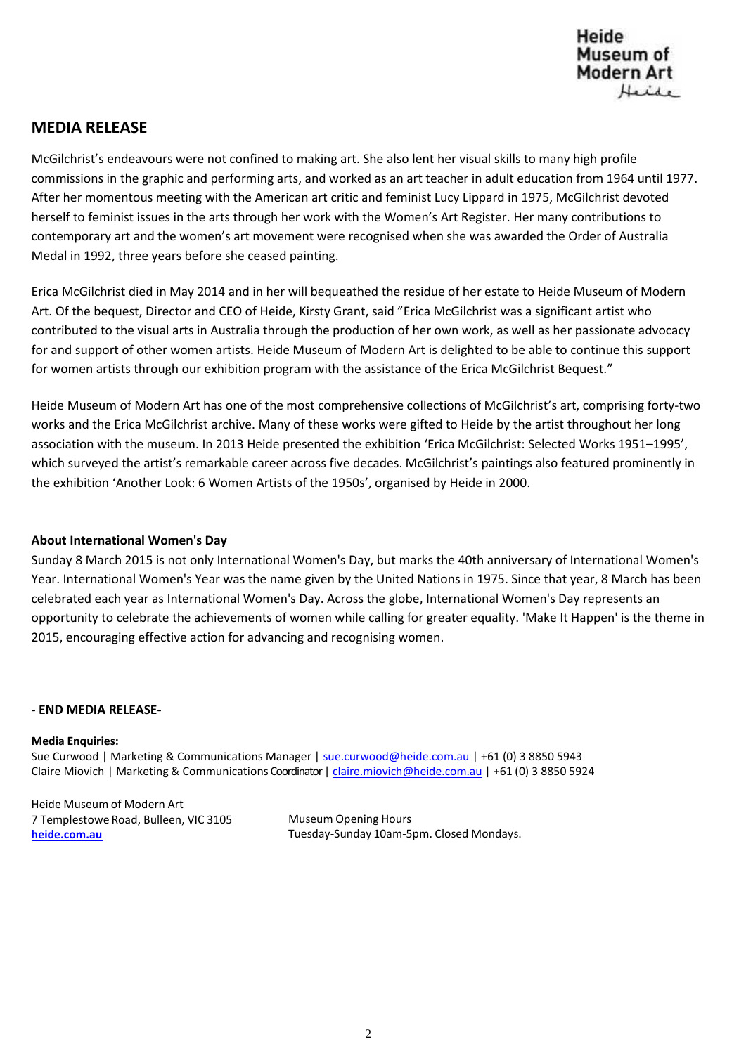## MEDIA RELEASE

McGilchrist's endeavours were not confined to making art. She also lent her visual skills to many high profile commissions in the graphic and performing arts, and worked as an art teacher in adult education from 1964 until 1977. After her momentous meeting with the American art critic and feminist Lucy Lippard in 1975, McGilchrist devoted herself to feminist issues in the arts through her work with the Women's Art Register. Her many contributions to contemporary art and the women's art movement were recognised when she was awarded the Order of Australia Medal in 1992, three years before she ceased painting.

Erica McGilchrist died in May 2014 and in her will bequeathed the residue of her estate to Heide Museum of Modern Art. Of the bequest, Director and CEO of Heide, Kirsty Grant, said "Erica McGilchrist was a significant artist who contributed to the visual arts in Australia through the production of her own work, as well as her passionate advocacy for and support of other women artists. Heide Museum of Modern Art is delighted to be able to continue this support for women artists through our exhibition program with the assistance of the Erica McGilchrist Bequest."

Heide Museum of Modern Art has one of the most comprehensive collections of McGilchrist's art, comprising forty-two works and the Erica McGilchrist archive. Many of these works were gifted to Heide by the artist throughout her long association with the museum. In 2013 Heide presented the exhibition 'Erica McGilchrist: Selected Works 1951–1995', which surveyed the artist's remarkable career across five decades. McGilchrist's paintings also featured prominently in the exhibition 'Another Look: 6 Women Artists of the 1950s', organised by Heide in 2000.

**About International Women's Day**

Sunday 8 March 2015 is not only International Women's Day, but marks the 40th anniversary of International Women's Year. International Women's Year was the name given by the United Nations in 1975. Since that year, 8 March has been celebrated each year as International Women's Day. Across the globe, International Women's Day represents an opportunity to celebrate the achievements of women while calling for greater equality. 'Make It Happen' is the theme in 2015, encouraging effective action for advancing and recognising women.

**- END MEDIA RELEASE-**

**Media Enquiries:**

Sue Curwood | Marketing & Communications Manager | sue.curwood@heide.com.au | +61 (0) 3 8850 5943
Claire Miovich | Marketing & Communications Coordinator | claire.miovich@heide.com.au | +61 (0) 3 8850 5924

Heide Museum of Modern Art
7 Templestowe Road, Bulleen, VIC 3105
**heide.com.au**

Museum Opening Hours
Tuesday-Sunday 10am-5pm. Closed Mondays.